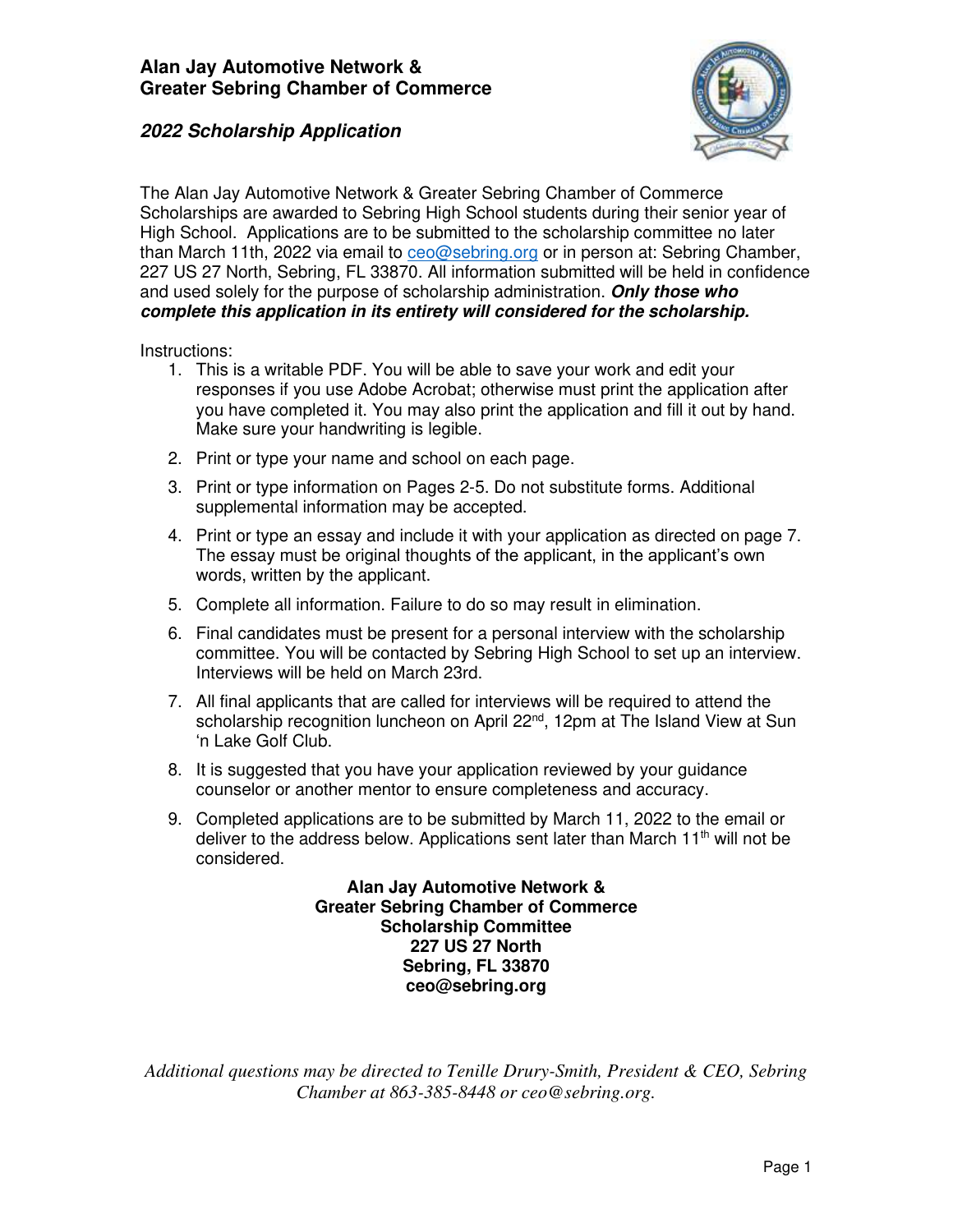# Alan Jay Automotive Network & Greater Sebring Chamber of Commerce

## *2022 Scholarship Application*

The Alan Jay Automotive Network & Greater Sebring Chamber of Commerce Scholarships are awarded to Sebring High School students during their senior year of High School. Applications are to be submitted to the scholarship committee no later than March 11th, 2022 via email to ceo@sebring.org or in person at: Sebring Chamber, 227 US 27 North, Sebring, FL 33870. All information submitted will be held in confidence and used solely for the purpose of scholarship administration. ***Only those who complete this application in its entirety will considered for the scholarship.***

Instructions:

1. This is a writable PDF. You will be able to save your work and edit your responses if you use Adobe Acrobat; otherwise must print the application after you have completed it. You may also print the application and fill it out by hand. Make sure your handwriting is legible.
2. Print or type your name and school on each page.
3. Print or type information on Pages 2-5. Do not substitute forms. Additional supplemental information may be accepted.
4. Print or type an essay and include it with your application as directed on page 7. The essay must be original thoughts of the applicant, in the applicant's own words, written by the applicant.
5. Complete all information. Failure to do so may result in elimination.
6. Final candidates must be present for a personal interview with the scholarship committee. You will be contacted by Sebring High School to set up an interview. Interviews will be held on March 23rd.
7. All final applicants that are called for interviews will be required to attend the scholarship recognition luncheon on April 22nd, 12pm at The Island View at Sun 'n Lake Golf Club.
8. It is suggested that you have your application reviewed by your guidance counselor or another mentor to ensure completeness and accuracy.
9. Completed applications are to be submitted by March 11, 2022 to the email or deliver to the address below. Applications sent later than March 11th will not be considered.

**Alan Jay Automotive Network &**
**Greater Sebring Chamber of Commerce**
**Scholarship Committee**
**227 US 27 North**
**Sebring, FL 33870**
**ceo@sebring.org**

*Additional questions may be directed to Tenille Drury-Smith, President & CEO, Sebring Chamber at 863-385-8448 or ceo@sebring.org.*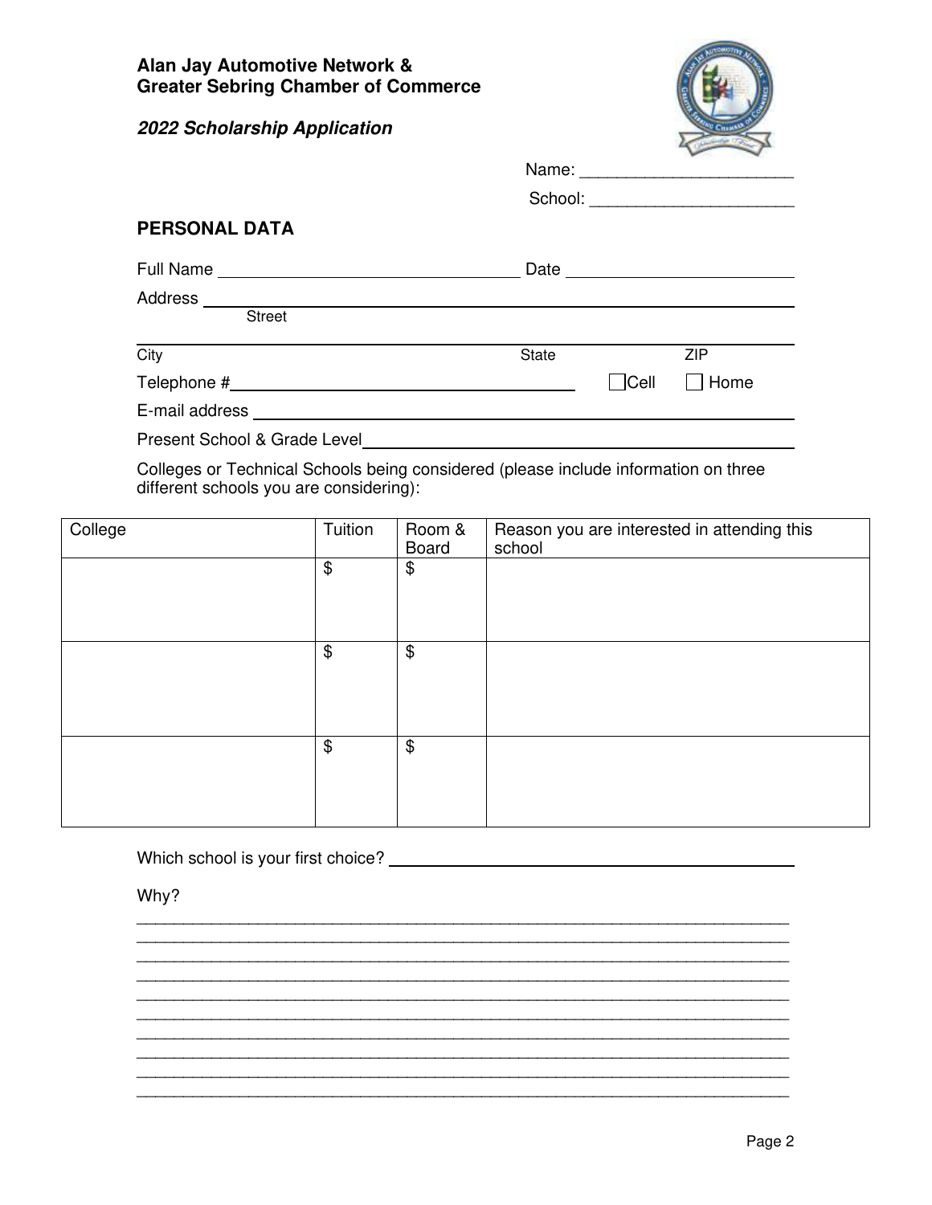**Alan Jay Automotive Network &**
**Greater Sebring Chamber of Commerce**

***2022 Scholarship Application***

Name: _______________________

School: ______________________

## PERSONAL DATA

Full Name ________________________________ Date ________________________

Address ____________________________________________________________
Street

____________________________________________________________________
City State ZIP

Telephone # ____________________________________ ☐ Cell ☐ Home

E-mail address _______________________________________________________

Present School & Grade Level __________________________________________

Colleges or Technical Schools being considered (please include information on three different schools you are considering):

| College | Tuition | Room & Board | Reason you are interested in attending this school |
|---|---|---|---|
| | $ | $ | |
| | $ | $ | |
| | $ | $ | |

Which school is your first choice? ____________________________________

Why?

_________________________________________________________________________
_________________________________________________________________________
_________________________________________________________________________
_________________________________________________________________________
_________________________________________________________________________
_________________________________________________________________________
_________________________________________________________________________
_________________________________________________________________________
_________________________________________________________________________
_________________________________________________________________________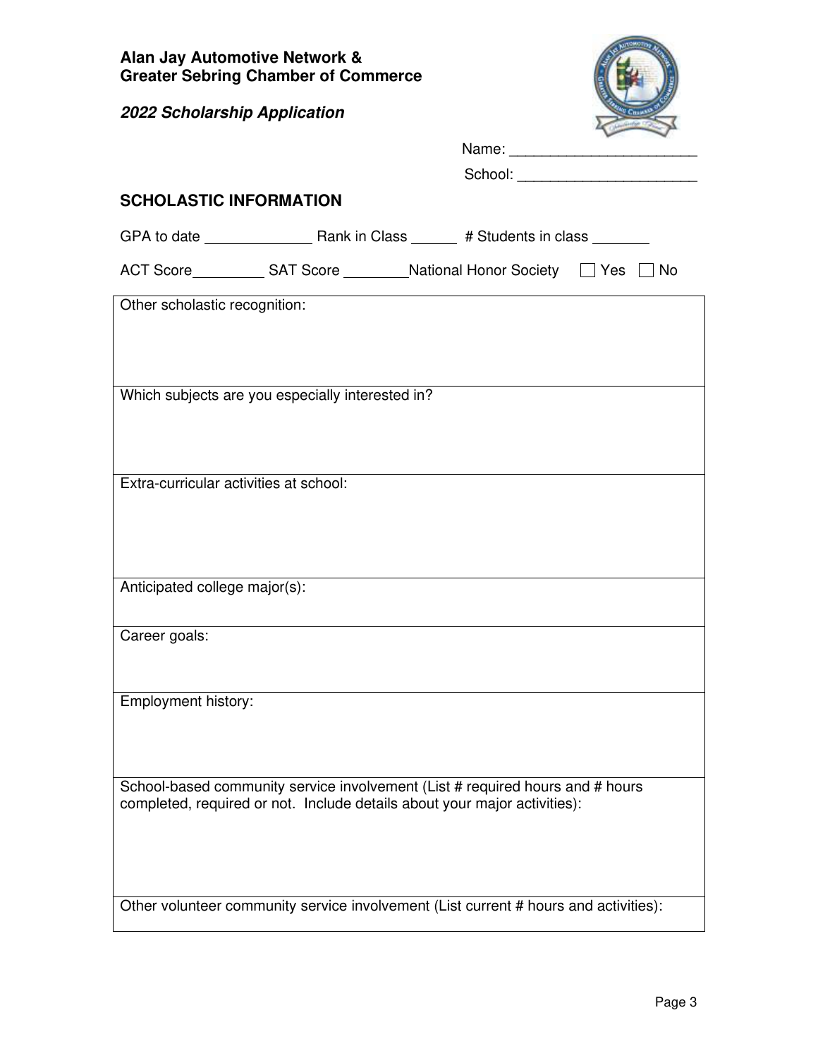**Alan Jay Automotive Network &**
**Greater Sebring Chamber of Commerce**

***2022 Scholarship Application***

Name: _______________________

School: ______________________

## SCHOLASTIC INFORMATION

GPA to date _____________ Rank in Class ______ # Students in class _______

ACT Score_________ SAT Score ________National Honor Society ☐ Yes ☐ No

| Other scholastic recognition: |
|---|
| Which subjects are you especially interested in? |
| Extra-curricular activities at school: |
| Anticipated college major(s): |
| Career goals: |
| Employment history: |
| School-based community service involvement (List # required hours and # hours completed, required or not. Include details about your major activities): |
| Other volunteer community service involvement (List current # hours and activities): |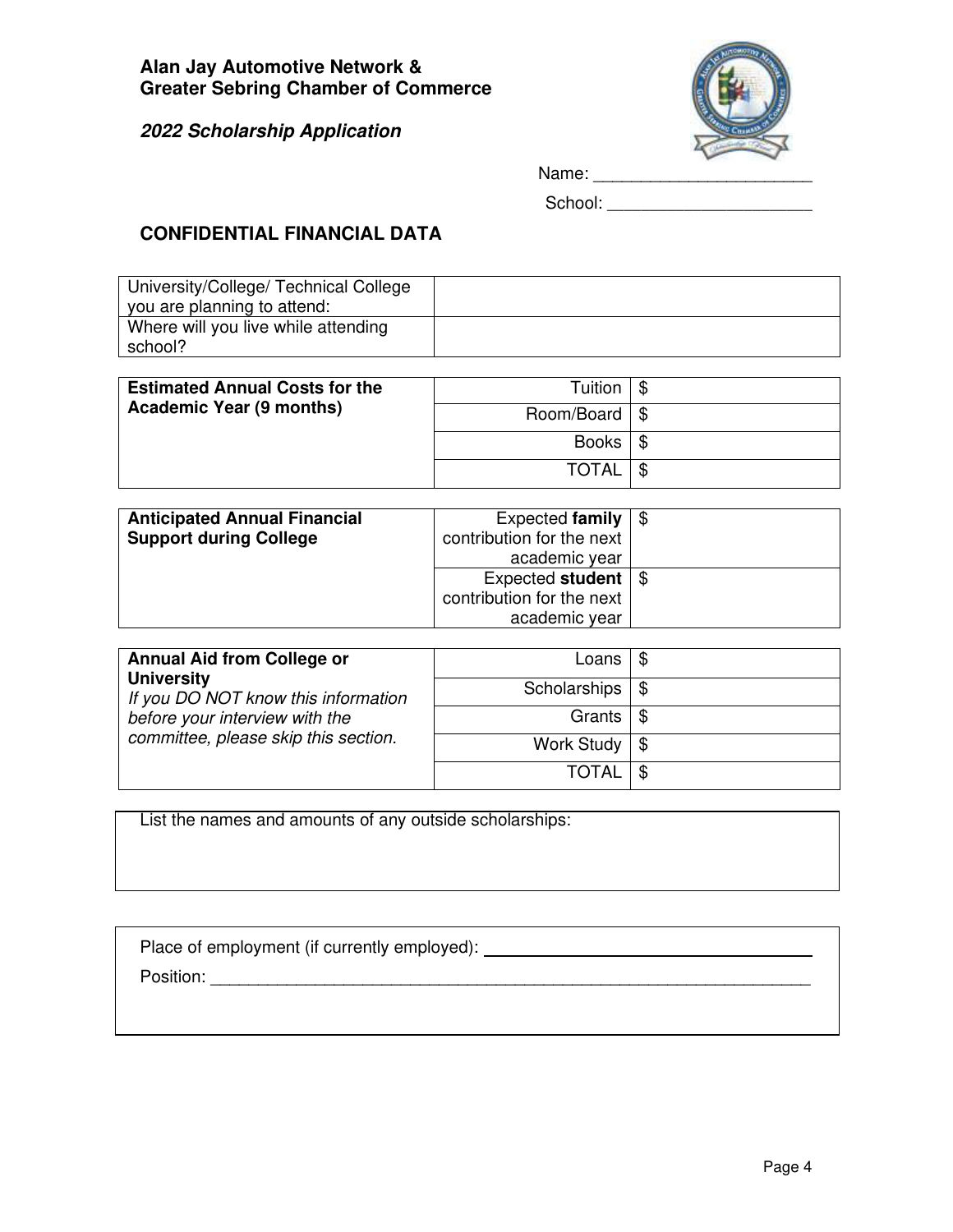**Alan Jay Automotive Network &**
**Greater Sebring Chamber of Commerce**

***2022 Scholarship Application***

Name: _______________________

School: _____________________

## CONFIDENTIAL FINANCIAL DATA

| University/College/ Technical College you are planning to attend: | |
|---|---|
| Where will you live while attending school? | |

| **Estimated Annual Costs for the Academic Year (9 months)** | Tuition | $ |
|---|---|---|
| | Room/Board | $ |
| | Books | $ |
| | TOTAL | $ |

| **Anticipated Annual Financial Support during College** | Expected **family** contribution for the next academic year | $ |
|---|---|---|
| | Expected **student** contribution for the next academic year | $ |

| **Annual Aid from College or University** *If you DO NOT know this information before your interview with the committee, please skip this section.* | Loans | $ |
|---|---|---|
| | Scholarships | $ |
| | Grants | $ |
| | Work Study | $ |
| | TOTAL | $ |

List the names and amounts of any outside scholarships:

Place of employment (if currently employed): ___________________________________

Position: ________________________________________________________________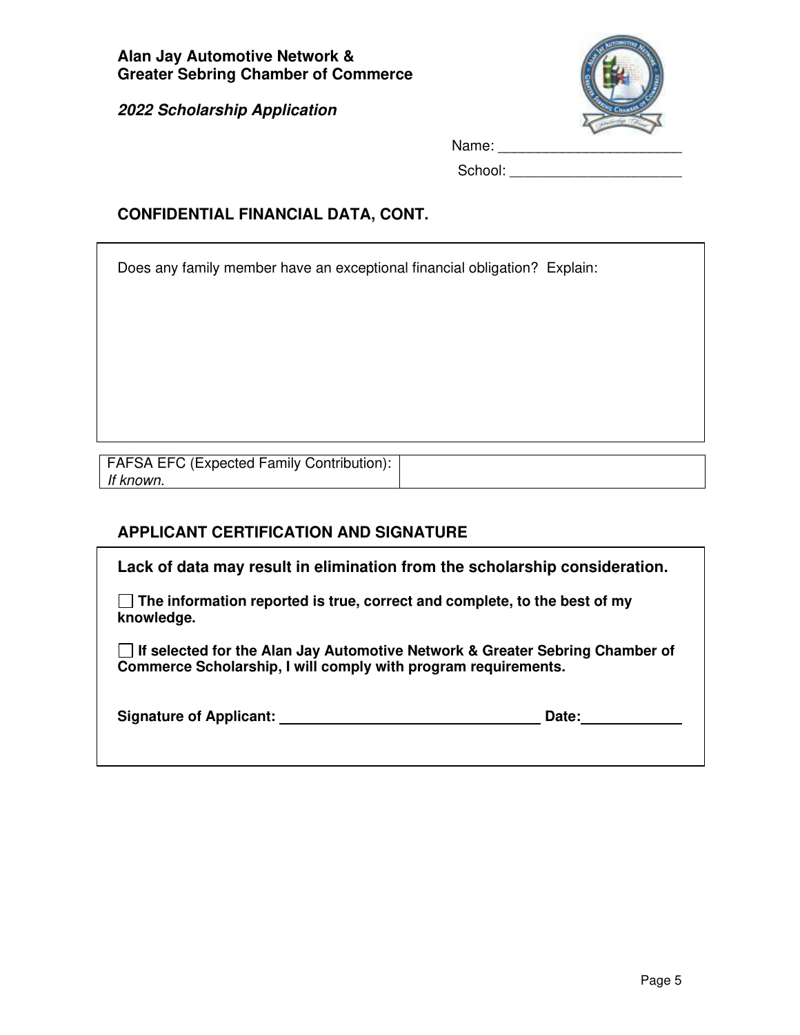**Alan Jay Automotive Network &**
**Greater Sebring Chamber of Commerce**

***2022 Scholarship Application***

Name: _______________________

School: _____________________

## CONFIDENTIAL FINANCIAL DATA, CONT.

Does any family member have an exceptional financial obligation? Explain:

| FAFSA EFC (Expected Family Contribution): *If known.* | |
|---|---|

## APPLICANT CERTIFICATION AND SIGNATURE

**Lack of data may result in elimination from the scholarship consideration.**

☐ **The information reported is true, correct and complete, to the best of my knowledge.**

☐ **If selected for the Alan Jay Automotive Network & Greater Sebring Chamber of Commerce Scholarship, I will comply with program requirements.**

**Signature of Applicant:** ______________________________ **Date:** ____________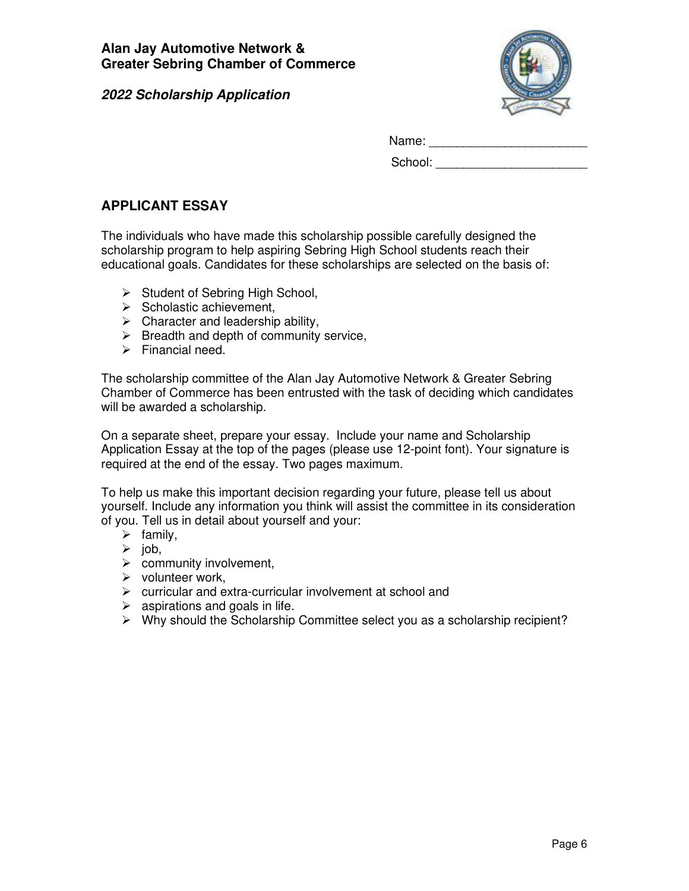**Alan Jay Automotive Network &**
**Greater Sebring Chamber of Commerce**

***2022 Scholarship Application***

Name: _______________________

School: ______________________

## APPLICANT ESSAY

The individuals who have made this scholarship possible carefully designed the scholarship program to help aspiring Sebring High School students reach their educational goals. Candidates for these scholarships are selected on the basis of:

- Student of Sebring High School,
- Scholastic achievement,
- Character and leadership ability,
- Breadth and depth of community service,
- Financial need.

The scholarship committee of the Alan Jay Automotive Network & Greater Sebring Chamber of Commerce has been entrusted with the task of deciding which candidates will be awarded a scholarship.

On a separate sheet, prepare your essay. Include your name and Scholarship Application Essay at the top of the pages (please use 12-point font). Your signature is required at the end of the essay. Two pages maximum.

To help us make this important decision regarding your future, please tell us about yourself. Include any information you think will assist the committee in its consideration of you. Tell us in detail about yourself and your:

- family,
- job,
- community involvement,
- volunteer work,
- curricular and extra-curricular involvement at school and
- aspirations and goals in life.
- Why should the Scholarship Committee select you as a scholarship recipient?